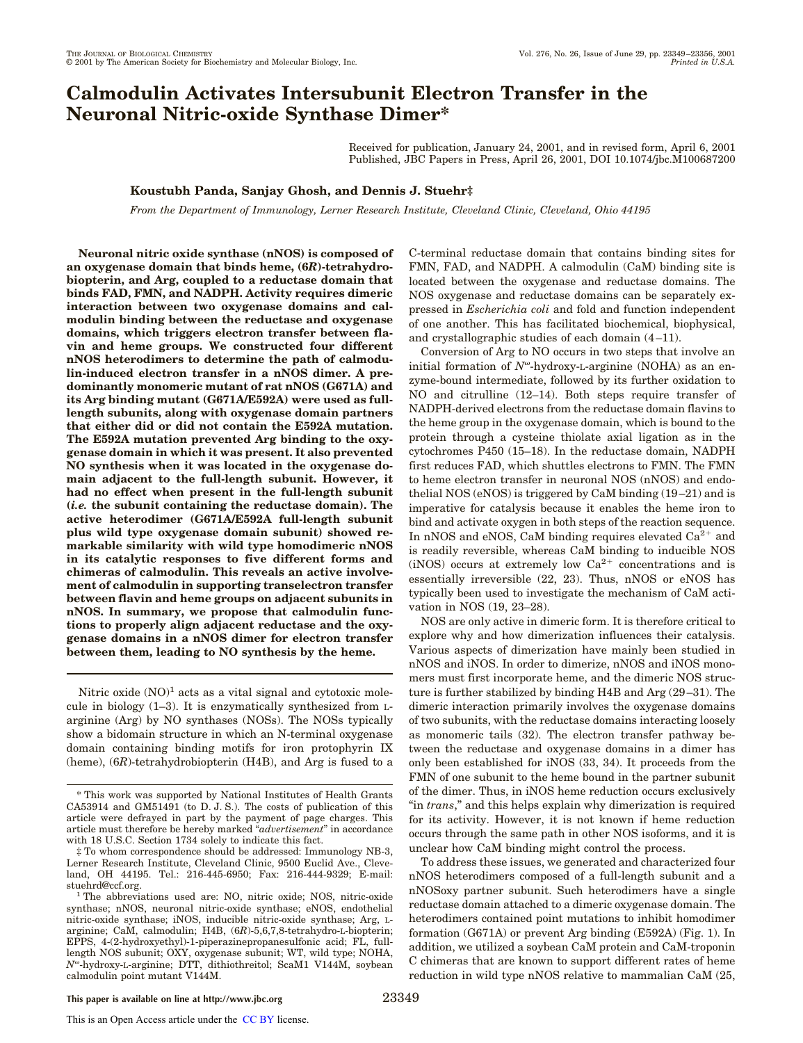# Calmodulin Activates Intersubunit Electron Transfer in the Neuronal Nitric-oxide Synthase Dimer*

Received for publication, January 24, 2001, and in revised form, April 6, 2001
Published, JBC Papers in Press, April 26, 2001, DOI 10.1074/jbc.M100687200

**Koustubh Panda, Sanjay Ghosh, and Dennis J. Stuehr‡**

*From the Department of Immunology, Lerner Research Institute, Cleveland Clinic, Cleveland, Ohio 44195*

**Neuronal nitric oxide synthase (nNOS) is composed of an oxygenase domain that binds heme, (6*R*)-tetrahydrobiopterin, and Arg, coupled to a reductase domain that binds FAD, FMN, and NADPH. Activity requires dimeric interaction between two oxygenase domains and calmodulin binding between the reductase and oxygenase domains, which triggers electron transfer between flavin and heme groups. We constructed four different nNOS heterodimers to determine the path of calmodulin-induced electron transfer in a nNOS dimer. A predominantly monomeric mutant of rat nNOS (G671A) and its Arg binding mutant (G671A/E592A) were used as full-length subunits, along with oxygenase domain partners that either did or did not contain the E592A mutation. The E592A mutation prevented Arg binding to the oxygenase domain in which it was present. It also prevented NO synthesis when it was located in the oxygenase domain adjacent to the full-length subunit. However, it had no effect when present in the full-length subunit (*i.e.* the subunit containing the reductase domain). The active heterodimer (G671A/E592A full-length subunit plus wild type oxygenase domain subunit) showed remarkable similarity with wild type homodimeric nNOS in its catalytic responses to five different forms and chimeras of calmodulin. This reveals an active involvement of calmodulin in supporting transelectron transfer between flavin and heme groups on adjacent subunits in nNOS. In summary, we propose that calmodulin functions to properly align adjacent reductase and the oxygenase domains in a nNOS dimer for electron transfer between them, leading to NO synthesis by the heme.**

Nitric oxide (NO)[1] acts as a vital signal and cytotoxic molecule in biology (1–3). It is enzymatically synthesized from L-arginine (Arg) by NO synthases (NOSs). The NOSs typically show a bidomain structure in which an N-terminal oxygenase domain containing binding motifs for iron protophyrin IX (heme), (6*R*)-tetrahydrobiopterin (H4B), and Arg is fused to a C-terminal reductase domain that contains binding sites for FMN, FAD, and NADPH. A calmodulin (CaM) binding site is located between the oxygenase and reductase domains. The NOS oxygenase and reductase domains can be separately expressed in *Escherichia coli* and fold and function independent of one another. This has facilitated biochemical, biophysical, and crystallographic studies of each domain (4–11).

Conversion of Arg to NO occurs in two steps that involve an initial formation of $N^{\omega}$-hydroxy-L-arginine (NOHA) as an enzyme-bound intermediate, followed by its further oxidation to NO and citrulline (12–14). Both steps require transfer of NADPH-derived electrons from the reductase domain flavins to the heme group in the oxygenase domain, which is bound to the protein through a cysteine thiolate axial ligation as in the cytochromes P450 (15–18). In the reductase domain, NADPH first reduces FAD, which shuttles electrons to FMN. The FMN to heme electron transfer in neuronal NOS (nNOS) and endothelial NOS (eNOS) is triggered by CaM binding (19–21) and is imperative for catalysis because it enables the heme iron to bind and activate oxygen in both steps of the reaction sequence. In nNOS and eNOS, CaM binding requires elevated $Ca^{2+}$ and is readily reversible, whereas CaM binding to inducible NOS (iNOS) occurs at extremely low $Ca^{2+}$ concentrations and is essentially irreversible (22, 23). Thus, nNOS or eNOS has typically been used to investigate the mechanism of CaM activation in NOS (19, 23–28).

NOS are only active in dimeric form. It is therefore critical to explore why and how dimerization influences their catalysis. Various aspects of dimerization have mainly been studied in nNOS and iNOS. In order to dimerize, nNOS and iNOS monomers must first incorporate heme, and the dimeric NOS structure is further stabilized by binding H4B and Arg (29–31). The dimeric interaction primarily involves the oxygenase domains of two subunits, with the reductase domains interacting loosely as monomeric tails (32). The electron transfer pathway between the reductase and oxygenase domains in a dimer has only been established for iNOS (33, 34). It proceeds from the FMN of one subunit to the heme bound in the partner subunit of the dimer. Thus, in iNOS heme reduction occurs exclusively "in *trans*," and this helps explain why dimerization is required for its activity. However, it is not known if heme reduction occurs through the same path in other NOS isoforms, and it is unclear how CaM binding might control the process.

To address these issues, we generated and characterized four nNOS heterodimers composed of a full-length subunit and a nNOSoxy partner subunit. Such heterodimers have a single reductase domain attached to a dimeric oxygenase domain. The heterodimers contained point mutations to inhibit homodimer formation (G671A) or prevent Arg binding (E592A) (Fig. 1). In addition, we utilized a soybean CaM protein and CaM-troponin C chimeras that are known to support different rates of heme reduction in wild type nNOS relative to mammalian CaM (25,

---

* This work was supported by National Institutes of Health Grants CA53914 and GM51491 (to D. J. S.). The costs of publication of this article were defrayed in part by the payment of page charges. This article must therefore be hereby marked "*advertisement*" in accordance with 18 U.S.C. Section 1734 solely to indicate this fact.

‡ To whom correspondence should be addressed: Immunology NB-3, Lerner Research Institute, Cleveland Clinic, 9500 Euclid Ave., Cleveland, OH 44195. Tel.: 216-445-6950; Fax: 216-444-9329; E-mail: stuehrd@ccf.org.

[1] The abbreviations used are: NO, nitric oxide; NOS, nitric-oxide synthase; nNOS, neuronal nitric-oxide synthase; eNOS, endothelial nitric-oxide synthase; iNOS, inducible nitric-oxide synthase; Arg, L-arginine; CaM, calmodulin; H4B, (6*R*)-5,6,7,8-tetrahydro-L-biopterin; EPPS, 4-(2-hydroxyethyl)-1-piperazinepropanesulfonic acid; FL, full-length NOS subunit; OXY, oxygenase subunit; WT, wild type; NOHA, $N^{\omega}$-hydroxy-L-arginine; DTT, dithiothreitol; ScaM1 V144M, soybean calmodulin point mutant V144M.

This paper is available on line at http://www.jbc.org

This is an Open Access article under the CC BY license.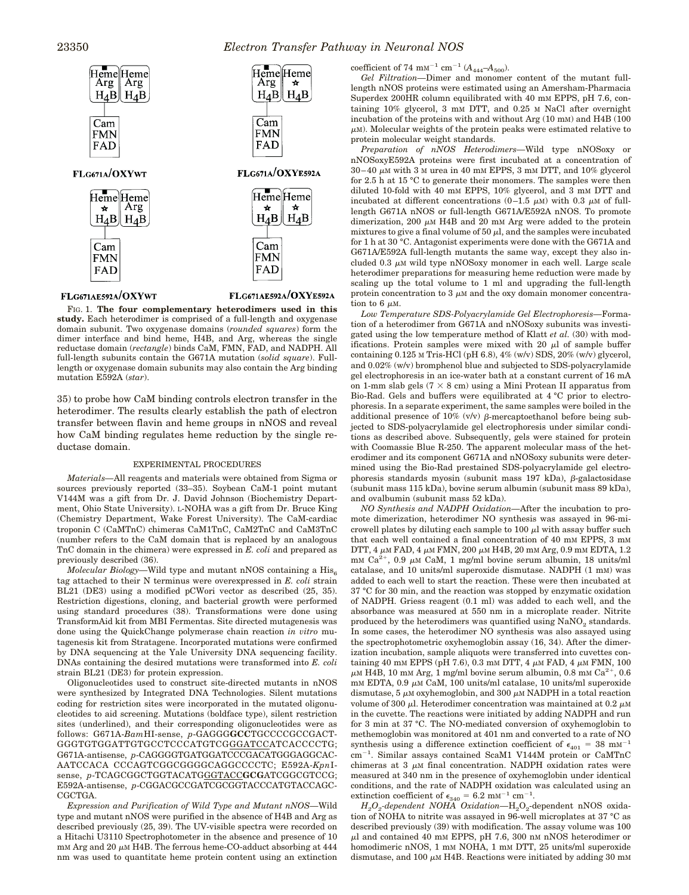FLG671A/OXYWT

FLG671A/OXYE592A

FLG671AE592A/OXYWT

FLG671AE592A/OXYE592A

FIG. 1. **The four complementary heterodimers used in this study.** Each heterodimer is comprised of a full-length and oxygenase domain subunit. Two oxygenase domains (*rounded squares*) form the dimer interface and bind heme, H4B, and Arg, whereas the single reductase domain (*rectangle*) binds CaM, FMN, FAD, and NADPH. All full-length subunits contain the G671A mutation (*solid square*). Full-length or oxygenase domain subunits may also contain the Arg binding mutation E592A (*star*).

35) to probe how CaM binding controls electron transfer in the heterodimer. The results clearly establish the path of electron transfer between flavin and heme groups in nNOS and reveal how CaM binding regulates heme reduction by the single reductase domain.

## EXPERIMENTAL PROCEDURES

*Materials*—All reagents and materials were obtained from Sigma or sources previously reported (33–35). Soybean CaM-1 point mutant V144M was a gift from Dr. J. David Johnson (Biochemistry Department, Ohio State University). L-NOHA was a gift from Dr. Bruce King (Chemistry Department, Wake Forest University). The CaM-cardiac troponin C (CaMTnC) chimeras CaM1TnC, CaM2TnC and CaM3TnC (number refers to the CaM domain that is replaced by an analogous TnC domain in the chimera) were expressed in *E. coli* and prepared as previously described (36).

*Molecular Biology*—Wild type and mutant nNOS containing a $His_6$ tag attached to their N terminus were overexpressed in *E. coli* strain BL21 (DE3) using a modified pCWori vector as described (25, 35). Restriction digestions, cloning, and bacterial growth were performed using standard procedures (38). Transformations were done using TransformAid kit from MBI Fermentas. Site directed mutagenesis was done using the QuickChange polymerase chain reaction *in vitro* mutagenesis kit from Stratagene. Incorporated mutations were confirmed by DNA sequencing at the Yale University DNA sequencing facility. DNAs containing the desired mutations were transformed into *E. coli* strain BL21 (DE3) for protein expression.

Oligonucleotides used to construct site-directed mutants in nNOS were synthesized by Integrated DNA Technologies. Silent mutations coding for restriction sites were incorporated in the mutated oligonucleotides to aid screening. Mutations (boldface type), silent restriction sites (underlined), and their corresponding oligonucleotides were as follows: G671A-*Bam*HI-sense, *p*-GAGGG**GCC**TGCCCCGCCGACTGGGTGTGGATTGTGCCTCCCATGTCGGGATCCATCACCCCTG; G671A-antisense, *p*-CAGGGGTGATGGATCCCGACATGGGAGGCACAATCCACA CCCAGTCGGCGGGGCAGGCCCCTC; E592A-*Kpn*I-sense, *p*-TCAGCGGCTGGTACATGGGTACC**GCG**ATCGGCGTCCG; E592A-antisense, *p*-CGGACGCCGATCGCGGTACCCATGTACCAGCCGCTGA.

*Expression and Purification of Wild Type and Mutant nNOS*—Wild type and mutant nNOS were purified in the absence of H4B and Arg as described previously (25, 39). The UV-visible spectra were recorded on a Hitachi U3110 Spectrophotometer in the absence and presence of 10 mM Arg and 20 μM H4B. The ferrous heme-CO-adduct absorbing at 444 nm was used to quantitate heme protein content using an extinction coefficient of 74 $mM^{-1}$ $cm^{-1}$ ($A_{444}$–$A_{500}$).

*Gel Filtration*—Dimer and monomer content of the mutant full-length nNOS proteins were estimated using an Amersham-Pharmacia Superdex 200HR column equilibrated with 40 mM EPPS, pH 7.6, containing 10% glycerol, 3 mM DTT, and 0.25 M NaCl after overnight incubation of the proteins with and without Arg (10 mM) and H4B (100 μM). Molecular weights of the protein peaks were estimated relative to protein molecular weight standards.

*Preparation of nNOS Heterodimers*—Wild type nNOSoxy or nNOSoxyE592A proteins were first incubated at a concentration of 30–40 μM with 3 M urea in 40 mM EPPS, 3 mM DTT, and 10% glycerol for 2.5 h at 15 °C to generate their monomers. The samples were then diluted 10-fold with 40 mM EPPS, 10% glycerol, and 3 mM DTT and incubated at different concentrations (0–1.5 μM) with 0.3 μM of full-length G671A nNOS or full-length G671A/E592A nNOS. To promote dimerization, 200 μM H4B and 20 mM Arg were added to the protein mixtures to give a final volume of 50 μl, and the samples were incubated for 1 h at 30 °C. Antagonist experiments were done with the G671A and G671A/E592A full-length mutants the same way, except they also included 0.3 μM wild type nNOSoxy monomer in each well. Large scale heterodimer preparations for measuring heme reduction were made by scaling up the total volume to 1 ml and upgrading the full-length protein concentration to 3 μM and the oxy domain monomer concentration to 6 μM.

*Low Temperature SDS-Polyacrylamide Gel Electrophoresis*—Formation of a heterodimer from G671A and nNOSoxy subunits was investigated using the low temperature method of Klatt *et al.* (30) with modifications. Protein samples were mixed with 20 μl of sample buffer containing 0.125 M Tris-HCl (pH 6.8), 4% (w/v) SDS, 20% (w/v) glycerol, and 0.02% (w/v) bromphenol blue and subjected to SDS-polyacrylamide gel electrophoresis in an ice-water bath at a constant current of 16 mA on 1-mm slab gels (7 × 8 cm) using a Mini Protean II apparatus from Bio-Rad. Gels and buffers were equilibrated at 4 °C prior to electrophoresis. In a separate experiment, the same samples were boiled in the additional presence of 10% (v/v) β-mercaptoethanol before being subjected to SDS-polyacrylamide gel electrophoresis under similar conditions as described above. Subsequently, gels were stained for protein with Coomassie Blue R-250. The apparent molecular mass of the heterodimer and its component G671A and nNOSoxy subunits were determined using the Bio-Rad prestained SDS-polyacrylamide gel electrophoresis standards myosin (subunit mass 197 kDa), β-galactosidase (subunit mass 115 kDa), bovine serum albumin (subunit mass 89 kDa), and ovalbumin (subunit mass 52 kDa).

*NO Synthesis and NADPH Oxidation*—After the incubation to promote dimerization, heterodimer NO synthesis was assayed in 96-microwell plates by diluting each sample to 100 μl with assay buffer such that each well contained a final concentration of 40 mM EPPS, 3 mM DTT, 4 μM FAD, 4 μM FMN, 200 μM H4B, 20 mM Arg, 0.9 mM EDTA, 1.2 mM $Ca^{2+}$, 0.9 μM CaM, 1 mg/ml bovine serum albumin, 18 units/ml catalase, and 10 units/ml superoxide dismutase. NADPH (1 mM) was added to each well to start the reaction. These were then incubated at 37 °C for 30 min, and the reaction was stopped by enzymatic oxidation of NADPH. Griess reagent (0.1 ml) was added to each well, and the absorbance was measured at 550 nm in a microplate reader. Nitrite produced by the heterodimers was quantified using $NaNO_2$ standards. In some cases, the heterodimer NO synthesis was also assayed using the spectrophotometric oxyhemoglobin assay (16, 34). After the dimerization incubation, sample aliquots were transferred into cuvettes containing 40 mM EPPS (pH 7.6), 0.3 mM DTT, 4 μM FAD, 4 μM FMN, 100 μM H4B, 10 mM Arg, 1 mg/ml bovine serum albumin, 0.8 mM $Ca^{2+}$, 0.6 mM EDTA, 0.9 μM CaM, 100 units/ml catalase, 10 units/ml superoxide dismutase, 5 μM oxyhemoglobin, and 300 μM NADPH in a total reaction volume of 300 μl. Heterodimer concentration was maintained at 0.2 μM in the cuvette. The reactions were initiated by adding NADPH and run for 3 min at 37 °C. The NO-mediated conversion of oxyhemoglobin to methemoglobin was monitored at 401 nm and converted to a rate of NO synthesis using a difference extinction coefficient of $\epsilon_{401}$ = 38 $mM^{-1}$ $cm^{-1}$. Similar assays contained ScaM1 V144M protein or CaMTnC chimeras at 3 μM final concentration. NADPH oxidation rates were measured at 340 nm in the presence of oxyhemoglobin under identical conditions, and the rate of NADPH oxidation was calculated using an extinction coefficient of $\epsilon_{340}$ = 6.2 $mM^{-1}$ $cm^{-1}$.

*$H_2O_2$-dependent NOHA Oxidation*—$H_2O_2$-dependent nNOS oxidation of NOHA to nitrite was assayed in 96-well microplates at 37 °C as described previously (39) with modification. The assay volume was 100 μl and contained 40 mM EPPS, pH 7.6, 300 nM nNOS heterodimer or homodimeric nNOS, 1 mM NOHA, 1 mM DTT, 25 units/ml superoxide dismutase, and 100 μM H4B. Reactions were initiated by adding 30 mM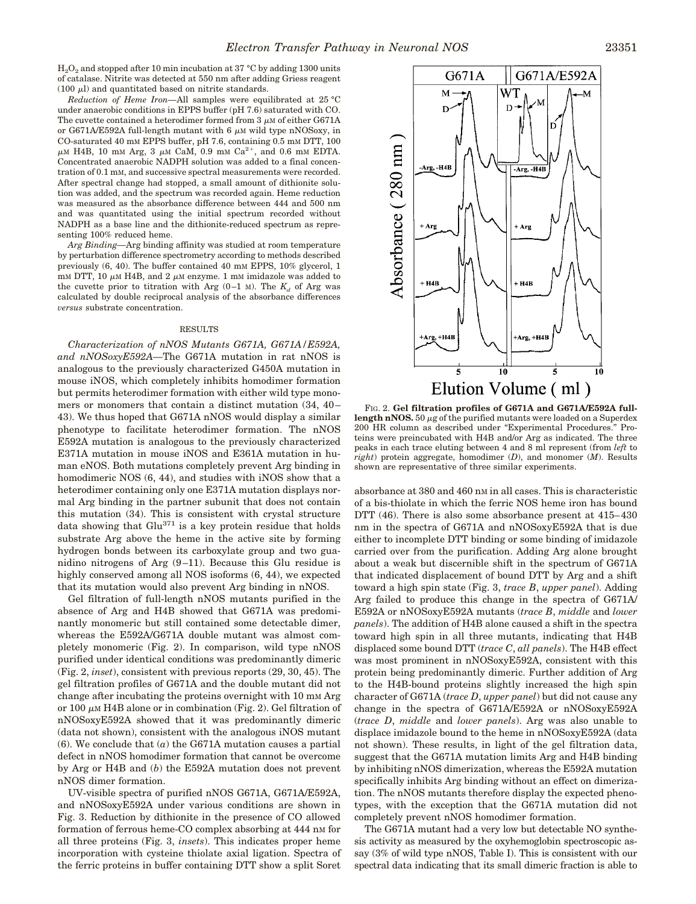$H_2O_2$ and stopped after 10 min incubation at 37 °C by adding 1300 units of catalase. Nitrite was detected at 550 nm after adding Griess reagent (100 μl) and quantitated based on nitrite standards.

*Reduction of Heme Iron*—All samples were equilibrated at 25 °C under anaerobic conditions in EPPS buffer (pH 7.6) saturated with CO. The cuvette contained a heterodimer formed from 3 μM of either G671A or G671A/E592A full-length mutant with 6 μM wild type nNOSoxy, in CO-saturated 40 mM EPPS buffer, pH 7.6, containing 0.5 mM DTT, 100 μM H4B, 10 mM Arg, 3 μM CaM, 0.9 mM $Ca^{2+}$, and 0.6 mM EDTA. Concentrated anaerobic NADPH solution was added to a final concentration of 0.1 mM, and successive spectral measurements were recorded. After spectral change had stopped, a small amount of dithionite solution was added, and the spectrum was recorded again. Heme reduction was measured as the absorbance difference between 444 and 500 nm and was quantitated using the initial spectrum recorded without NADPH as a base line and the dithionite-reduced spectrum as representing 100% reduced heme.

*Arg Binding*—Arg binding affinity was studied at room temperature by perturbation difference spectrometry according to methods described previously (6, 40). The buffer contained 40 mM EPPS, 10% glycerol, 1 mM DTT, 10 μM H4B, and 2 μM enzyme. 1 mM imidazole was added to the cuvette prior to titration with Arg (0–1 M). The $K_d$ of Arg was calculated by double reciprocal analysis of the absorbance differences *versus* substrate concentration.

## RESULTS

*Characterization of nNOS Mutants G671A, G671A/E592A, and nNOSoxyE592A*—The G671A mutation in rat nNOS is analogous to the previously characterized G450A mutation in mouse iNOS, which completely inhibits homodimer formation but permits heterodimer formation with either wild type monomers or monomers that contain a distinct mutation (34, 40–43). We thus hoped that G671A nNOS would display a similar phenotype to facilitate heterodimer formation. The nNOS E592A mutation is analogous to the previously characterized E371A mutation in mouse iNOS and E361A mutation in human eNOS. Both mutations completely prevent Arg binding in homodimeric NOS (6, 44), and studies with iNOS show that a heterodimer containing only one E371A mutation displays normal Arg binding in the partner subunit that does not contain this mutation (34). This is consistent with crystal structure data showing that $Glu^{371}$ is a key protein residue that holds substrate Arg above the heme in the active site by forming hydrogen bonds between its carboxylate group and two guanidino nitrogens of Arg (9–11). Because this Glu residue is highly conserved among all NOS isoforms (6, 44), we expected that its mutation would also prevent Arg binding in nNOS.

Gel filtration of full-length nNOS mutants purified in the absence of Arg and H4B showed that G671A was predominantly monomeric but still contained some detectable dimer, whereas the E592A/G671A double mutant was almost completely monomeric (Fig. 2). In comparison, wild type nNOS purified under identical conditions was predominantly dimeric (Fig. 2, *inset*), consistent with previous reports (29, 30, 45). The gel filtration profiles of G671A and the double mutant did not change after incubating the proteins overnight with 10 mM Arg or 100 μM H4B alone or in combination (Fig. 2). Gel filtration of nNOSoxyE592A showed that it was predominantly dimeric (data not shown), consistent with the analogous iNOS mutant (6). We conclude that (*a*) the G671A mutation causes a partial defect in nNOS homodimer formation that cannot be overcome by Arg or H4B and (*b*) the E592A mutation does not prevent nNOS dimer formation.

UV-visible spectra of purified nNOS G671A, G671A/E592A, and nNOSoxyE592A under various conditions are shown in Fig. 3. Reduction by dithionite in the presence of CO allowed formation of ferrous heme-CO complex absorbing at 444 nM for all three proteins (Fig. 3, *insets*). This indicates proper heme incorporation with cysteine thiolate axial ligation. Spectra of the ferric proteins in buffer containing DTT show a split Soret

**FIG. 2. Gel filtration profiles of G671A and G671A/E592A full-length nNOS.** 50 μg of the purified mutants were loaded on a Superdex 200 HR column as described under "Experimental Procedures." Proteins were preincubated with H4B and/or Arg as indicated. The three peaks in each trace eluting between 4 and 8 ml represent (from *left* to *right*) protein aggregate, homodimer (*D*), and monomer (*M*). Results shown are representative of three similar experiments.

absorbance at 380 and 460 nM in all cases. This is characteristic of a bis-thiolate in which the ferric NOS heme iron has bound DTT (46). There is also some absorbance present at 415–430 nm in the spectra of G671A and nNOSoxyE592A that is due either to incomplete DTT binding or some binding of imidazole carried over from the purification. Adding Arg alone brought about a weak but discernible shift in the spectrum of G671A that indicated displacement of bound DTT by Arg and a shift toward a high spin state (Fig. 3, *trace B*, *upper panel*). Adding Arg failed to produce this change in the spectra of G671A/E592A or nNOSoxyE592A mutants (*trace B*, *middle* and *lower panels*). The addition of H4B alone caused a shift in the spectra toward high spin in all three mutants, indicating that H4B displaced some bound DTT (*trace C*, *all panels*). The H4B effect was most prominent in nNOSoxyE592A, consistent with this protein being predominantly dimeric. Further addition of Arg to the H4B-bound proteins slightly increased the high spin character of G671A (*trace D*, *upper panel*) but did not cause any change in the spectra of G671A/E592A or nNOSoxyE592A (*trace D*, *middle* and *lower panels*). Arg was also unable to displace imidazole bound to the heme in nNOSoxyE592A (data not shown). These results, in light of the gel filtration data, suggest that the G671A mutation limits Arg and H4B binding by inhibiting nNOS dimerization, whereas the E592A mutation specifically inhibits Arg binding without an effect on dimerization. The nNOS mutants therefore display the expected phenotypes, with the exception that the G671A mutation did not completely prevent nNOS homodimer formation.

The G671A mutant had a very low but detectable NO synthesis activity as measured by the oxyhemoglobin spectroscopic assay (3% of wild type nNOS, Table I). This is consistent with our spectral data indicating that its small dimeric fraction is able to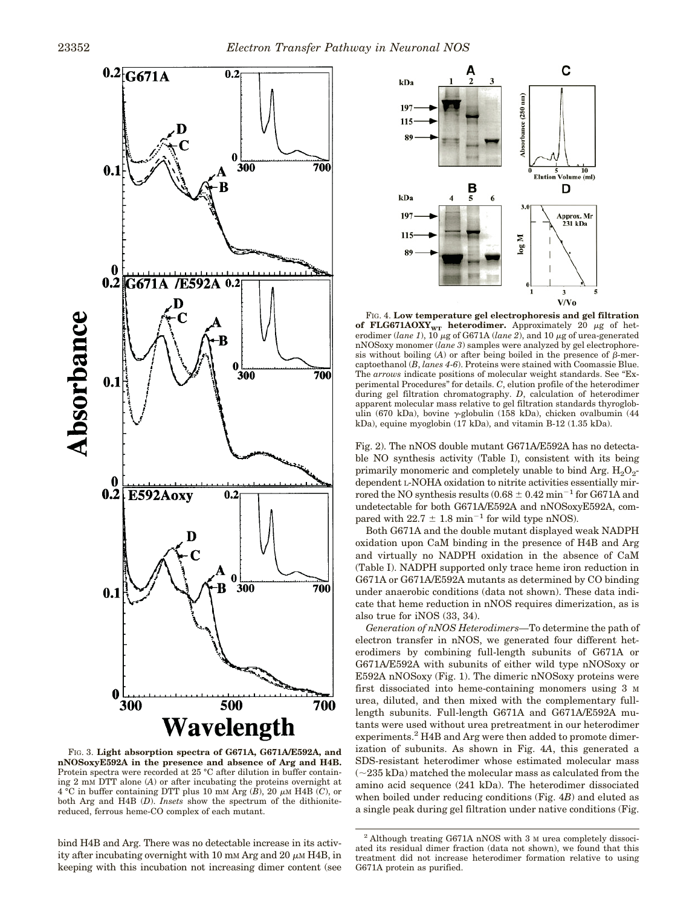FIG. 3. **Light absorption spectra of G671A, G671A/E592A, and nNOSoxyE592A in the presence and absence of Arg and H4B.** Protein spectra were recorded at 25 °C after dilution in buffer containing 2 mM DTT alone (*A*) or after incubating the proteins overnight at 4 °C in buffer containing DTT plus 10 mM Arg (*B*), 20 μM H4B (*C*), or both Arg and H4B (*D*). *Insets* show the spectrum of the dithionite-reduced, ferrous heme-CO complex of each mutant.

bind H4B and Arg. There was no detectable increase in its activity after incubating overnight with 10 mM Arg and 20 μM H4B, in keeping with this incubation not increasing dimer content (see Fig. 2). The nNOS double mutant G671A/E592A has no detectable NO synthesis activity (Table I), consistent with its being primarily monomeric and completely unable to bind Arg. $H_2O_2$-dependent L-NOHA oxidation to nitrite activities essentially mirrored the NO synthesis results ($0.68 \pm 0.42$ $min^{-1}$ for G671A and undetectable for both G671A/E592A and nNOSoxyE592A, compared with $22.7 \pm 1.8$ $min^{-1}$ for wild type nNOS).

Both G671A and the double mutant displayed weak NADPH oxidation upon CaM binding in the presence of H4B and Arg and virtually no NADPH oxidation in the absence of CaM (Table I). NADPH supported only trace heme iron reduction in G671A or G671A/E592A mutants as determined by CO binding under anaerobic conditions (data not shown). These data indicate that heme reduction in nNOS requires dimerization, as is also true for iNOS (33, 34).

*Generation of nNOS Heterodimers*—To determine the path of electron transfer in nNOS, we generated four different heterodimers by combining full-length subunits of G671A or G671A/E592A with subunits of either wild type nNOSoxy or E592A nNOSoxy (Fig. 1). The dimeric nNOSoxy proteins were first dissociated into heme-containing monomers using 3 M urea, diluted, and then mixed with the complementary full-length subunits. Full-length G671A and G671A/E592A mutants were used without urea pretreatment in our heterodimer experiments.[2] H4B and Arg were then added to promote dimerization of subunits. As shown in Fig. 4*A*, this generated a SDS-resistant heterodimer whose estimated molecular mass (~235 kDa) matched the molecular mass as calculated from the amino acid sequence (241 kDa). The heterodimer dissociated when boiled under reducing conditions (Fig. 4*B*) and eluted as a single peak during gel filtration under native conditions (Fig.

FIG. 4. **Low temperature gel electrophoresis and gel filtration of FLG671AOXY$_{WT}$ heterodimer.** Approximately 20 μg of heterodimer (*lane 1*), 10 μg of G671A (*lane 2*), and 10 μg of urea-generated nNOSoxy monomer (*lane 3*) samples were analyzed by gel electrophoresis without boiling (*A*) or after being boiled in the presence of β-mercaptoethanol (*B*, *lanes 4–6*). Proteins were stained with Coomassie Blue. The *arrows* indicate positions of molecular weight standards. See "Experimental Procedures" for details. *C*, elution profile of the heterodimer during gel filtration chromatography. *D*, calculation of heterodimer apparent molecular mass relative to gel filtration standards thyroglobulin (670 kDa), bovine γ-globulin (158 kDa), chicken ovalbumin (44 kDa), equine myoglobin (17 kDa), and vitamin B-12 (1.35 kDa).

[2] Although treating G671A nNOS with 3 M urea completely dissociated its residual dimer fraction (data not shown), we found that this treatment did not increase heterodimer formation relative to using G671A protein as purified.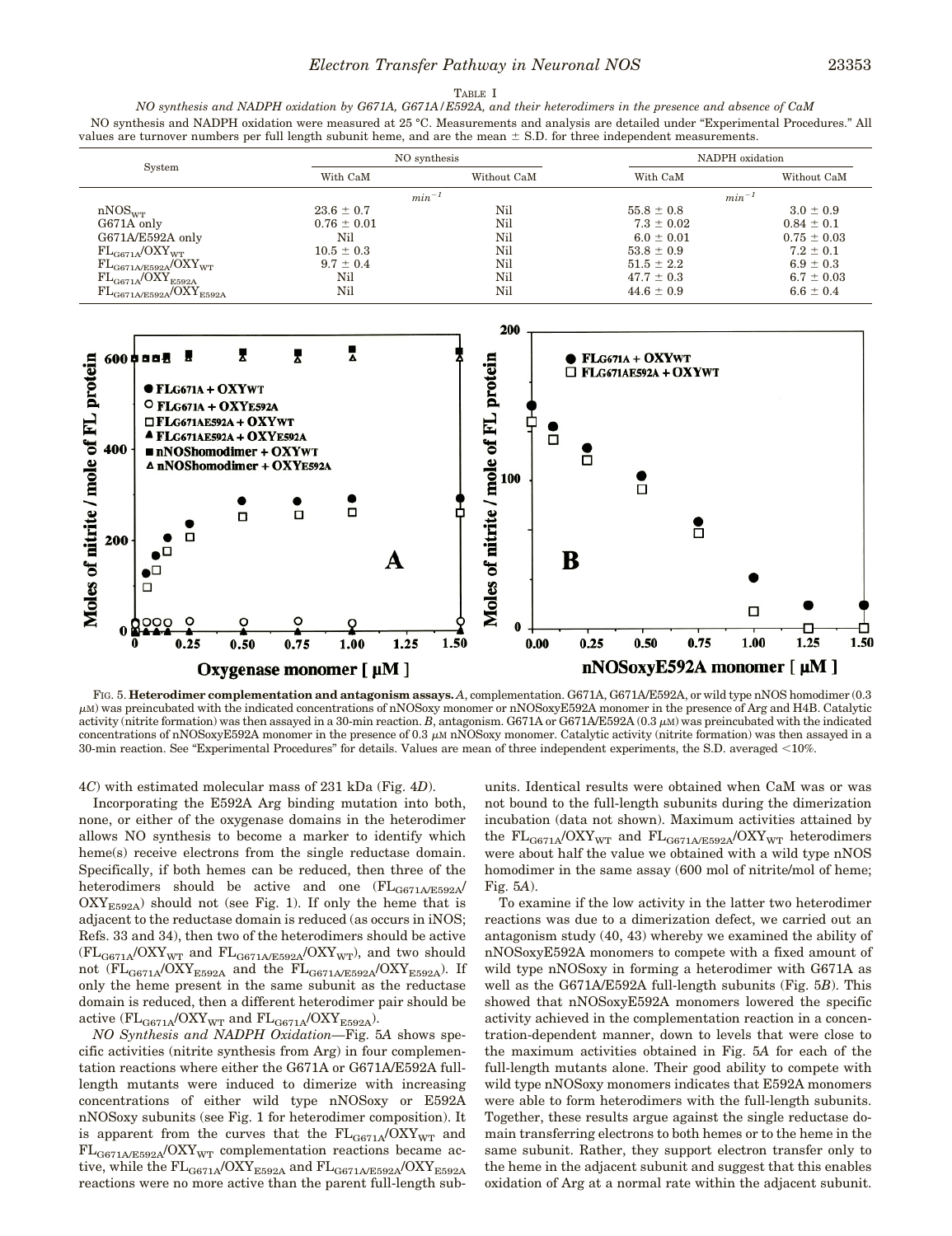TABLE I

*NO synthesis and NADPH oxidation by G671A, G671A/E592A, and their heterodimers in the presence and absence of CaM*

NO synthesis and NADPH oxidation were measured at 25 °C. Measurements and analysis are detailed under "Experimental Procedures." All values are turnover numbers per full length subunit heme, and are the mean ± S.D. for three independent measurements.

| System | NO synthesis | | NADPH oxidation | |
|---|---|---|---|---|
| | With CaM | Without CaM | With CaM | Without CaM |
| | $min^{-1}$ | | $min^{-1}$ | |
| $nNOS_{WT}$ | 23.6 ± 0.7 | Nil | 55.8 ± 0.8 | 3.0 ± 0.9 |
| G671A only | 0.76 ± 0.01 | Nil | 7.3 ± 0.02 | 0.84 ± 0.1 |
| G671A/E592A only | Nil | Nil | 6.0 ± 0.01 | 0.75 ± 0.03 |
| $FL_{G671A}/OXY_{WT}$ | 10.5 ± 0.3 | Nil | 53.8 ± 0.9 | 7.2 ± 0.1 |
| $FL_{G671A/E592A}/OXY_{WT}$ | 9.7 ± 0.4 | Nil | 51.5 ± 2.2 | 6.9 ± 0.3 |
| $FL_{G671A}/OXY_{E592A}$ | Nil | Nil | 47.7 ± 0.3 | 6.7 ± 0.03 |
| $FL_{G671A/E592A}/OXY_{E592A}$ | Nil | Nil | 44.6 ± 0.9 | 6.6 ± 0.4 |

FIG. 5. **Heterodimer complementation and antagonism assays.** *A*, complementation. G671A, G671A/E592A, or wild type nNOS homodimer (0.3 μM) was preincubated with the indicated concentrations of nNOSoxy monomer or nNOSoxyE592A monomer in the presence of Arg and H4B. Catalytic activity (nitrite formation) was then assayed in a 30-min reaction. *B*, antagonism. G671A or G671A/E592A (0.3 μM) was preincubated with the indicated concentrations of nNOSoxyE592A monomer in the presence of 0.3 μM nNOSoxy monomer. Catalytic activity (nitrite formation) was then assayed in a 30-min reaction. See "Experimental Procedures" for details. Values are mean of three independent experiments, the S.D. averaged <10%.

4*C*) with estimated molecular mass of 231 kDa (Fig. 4*D*).

Incorporating the E592A Arg binding mutation into both, none, or either of the oxygenase domains in the heterodimer allows NO synthesis to become a marker to identify which heme(s) receive electrons from the single reductase domain. Specifically, if both hemes can be reduced, then three of the heterodimers should be active and one ($FL_{G671A/E592A}/OXY_{E592A}$) should not (see Fig. 1). If only the heme that is adjacent to the reductase domain is reduced (as occurs in iNOS; Refs. 33 and 34), then two of the heterodimers should be active ($FL_{G671A}/OXY_{WT}$ and $FL_{G671A/E592A}/OXY_{WT}$), and two should not ($FL_{G671A}/OXY_{E592A}$ and the $FL_{G671A/E592A}/OXY_{E592A}$). If only the heme present in the same subunit as the reductase domain is reduced, then a different heterodimer pair should be active ($FL_{G671A}/OXY_{WT}$ and $FL_{G671A}/OXY_{E592A}$).

*NO Synthesis and NADPH Oxidation*—Fig. 5*A* shows specific activities (nitrite synthesis from Arg) in four complementation reactions where either the G671A or G671A/E592A full-length mutants were induced to dimerize with increasing concentrations of either wild type nNOSoxy or E592A nNOSoxy subunits (see Fig. 1 for heterodimer composition). It is apparent from the curves that the $FL_{G671A}/OXY_{WT}$ and $FL_{G671A/E592A}/OXY_{WT}$ complementation reactions became active, while the $FL_{G671A}/OXY_{E592A}$ and $FL_{G671A/E592A}/OXY_{E592A}$ reactions were no more active than the parent full-length subunits. Identical results were obtained when CaM was or was not bound to the full-length subunits during the dimerization incubation (data not shown). Maximum activities attained by the $FL_{G671A}/OXY_{WT}$ and $FL_{G671A/E592A}/OXY_{WT}$ heterodimers were about half the value we obtained with a wild type nNOS homodimer in the same assay (600 mol of nitrite/mol of heme; Fig. 5*A*).

To examine if the low activity in the latter two heterodimer reactions was due to a dimerization defect, we carried out an antagonism study (40, 43) whereby we examined the ability of nNOSoxyE592A monomers to compete with a fixed amount of wild type nNOSoxy in forming a heterodimer with G671A as well as the G671A/E592A full-length subunits (Fig. 5*B*). This showed that nNOSoxyE592A monomers lowered the specific activity achieved in the complementation reaction in a concentration-dependent manner, down to levels that were close to the maximum activities obtained in Fig. 5*A* for each of the full-length mutants alone. Their good ability to compete with wild type nNOSoxy monomers indicates that E592A monomers were able to form heterodimers with the full-length subunits. Together, these results argue against the single reductase domain transferring electrons to both hemes or to the heme in the same subunit. Rather, they support electron transfer only to the heme in the adjacent subunit and suggest that this enables oxidation of Arg at a normal rate within the adjacent subunit.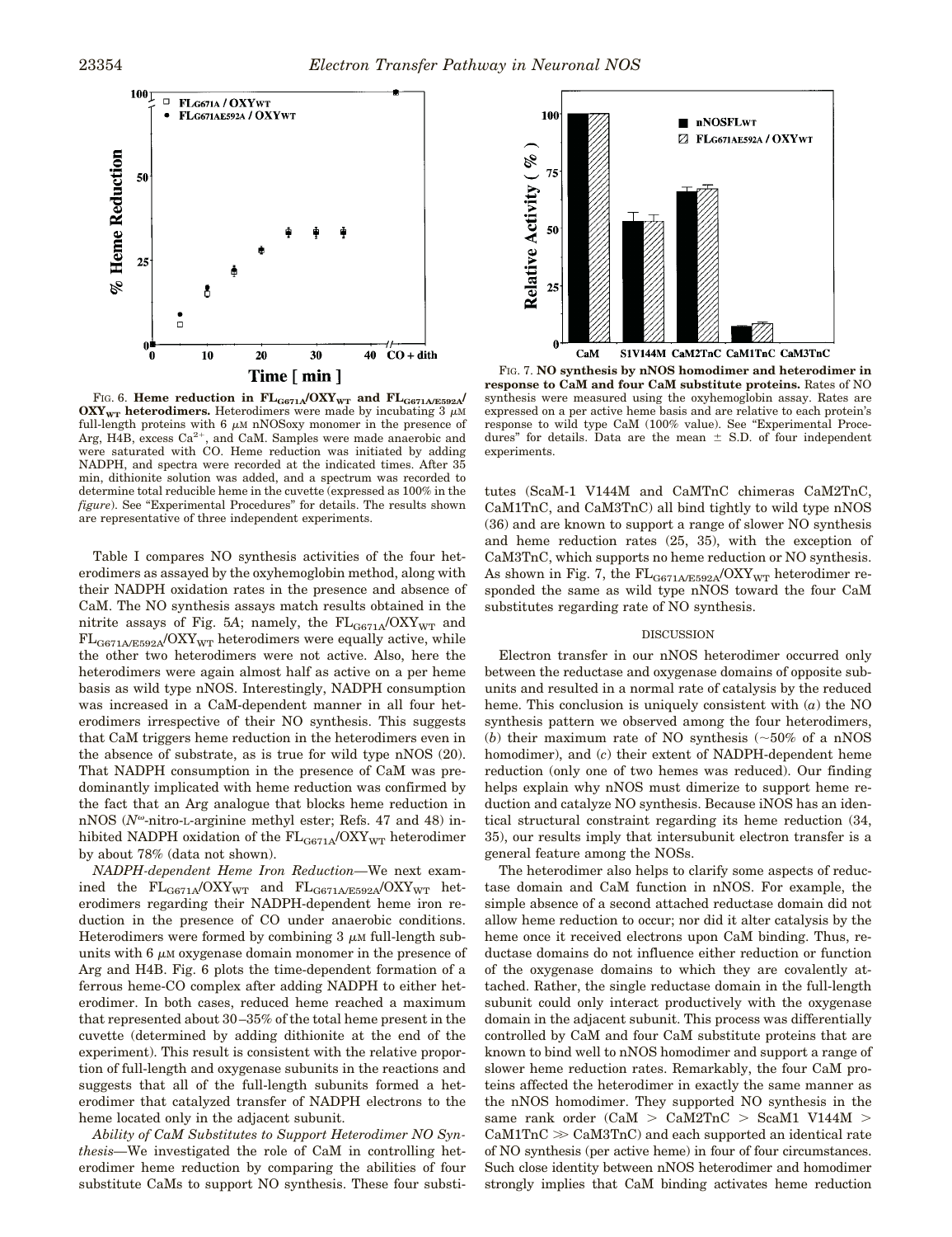FIG. 6. **Heme reduction in $FL_{G671A}/OXY_{WT}$ and $FL_{G671A/E592A}/OXY_{WT}$ heterodimers.** Heterodimers were made by incubating 3 $\mu$M full-length proteins with 6 $\mu$M nNOSoxy monomer in the presence of Arg, H4B, excess $Ca^{2+}$, and CaM. Samples were made anaerobic and were saturated with CO. Heme reduction was initiated by adding NADPH, and spectra were recorded at the indicated times. After 35 min, dithionite solution was added, and a spectrum was recorded to determine total reducible heme in the cuvette (expressed as 100% in the *figure*). See "Experimental Procedures" for details. The results shown are representative of three independent experiments.

FIG. 7. **NO synthesis by nNOS homodimer and heterodimer in response to CaM and four CaM substitute proteins.** Rates of NO synthesis were measured using the oxyhemoglobin assay. Rates are expressed on a per active heme basis and are relative to each protein's response to wild type CaM (100% value). See "Experimental Procedures" for details. Data are the mean ± S.D. of four independent experiments.

Table I compares NO synthesis activities of the four heterodimers as assayed by the oxyhemoglobin method, along with their NADPH oxidation rates in the presence and absence of CaM. The NO synthesis assays match results obtained in the nitrite assays of Fig. 5*A*; namely, the $FL_{G671A}/OXY_{WT}$ and $FL_{G671A/E592A}/OXY_{WT}$ heterodimers were equally active, while the other two heterodimers were not active. Also, here the heterodimers were again almost half as active on a per heme basis as wild type nNOS. Interestingly, NADPH consumption was increased in a CaM-dependent manner in all four heterodimers irrespective of their NO synthesis. This suggests that CaM triggers heme reduction in the heterodimers even in the absence of substrate, as is true for wild type nNOS (20). That NADPH consumption in the presence of CaM was predominantly implicated with heme reduction was confirmed by the fact that an Arg analogue that blocks heme reduction in nNOS ($N^{\omega}$-nitro-L-arginine methyl ester; Refs. 47 and 48) inhibited NADPH oxidation of the $FL_{G671A}/OXY_{WT}$ heterodimer by about 78% (data not shown).

*NADPH-dependent Heme Iron Reduction*—We next examined the $FL_{G671A}/OXY_{WT}$ and $FL_{G671A/E592A}/OXY_{WT}$ heterodimers regarding their NADPH-dependent heme iron reduction in the presence of CO under anaerobic conditions. Heterodimers were formed by combining 3 $\mu$M full-length subunits with 6 $\mu$M oxygenase domain monomer in the presence of Arg and H4B. Fig. 6 plots the time-dependent formation of a ferrous heme-CO complex after adding NADPH to either heterodimer. In both cases, reduced heme reached a maximum that represented about 30–35% of the total heme present in the cuvette (determined by adding dithionite at the end of the experiment). This result is consistent with the relative proportion of full-length and oxygenase subunits in the reactions and suggests that all of the full-length subunits formed a heterodimer that catalyzed transfer of NADPH electrons to the heme located only in the adjacent subunit.

*Ability of CaM Substitutes to Support Heterodimer NO Synthesis*—We investigated the role of CaM in controlling heterodimer heme reduction by comparing the abilities of four substitute CaMs to support NO synthesis. These four substitutes (ScaM-1 V144M and CaMTnC chimeras CaM2TnC, CaM1TnC, and CaM3TnC) all bind tightly to wild type nNOS (36) and are known to support a range of slower NO synthesis and heme reduction rates (25, 35), with the exception of CaM3TnC, which supports no heme reduction or NO synthesis. As shown in Fig. 7, the $FL_{G671A/E592A}/OXY_{WT}$ heterodimer responded the same as wild type nNOS toward the four CaM substitutes regarding rate of NO synthesis.

## DISCUSSION

Electron transfer in our nNOS heterodimer occurred only between the reductase and oxygenase domains of opposite subunits and resulted in a normal rate of catalysis by the reduced heme. This conclusion is uniquely consistent with (*a*) the NO synthesis pattern we observed among the four heterodimers, (*b*) their maximum rate of NO synthesis (~50% of a nNOS homodimer), and (*c*) their extent of NADPH-dependent heme reduction (only one of two hemes was reduced). Our finding helps explain why nNOS must dimerize to support heme reduction and catalyze NO synthesis. Because iNOS has an identical structural constraint regarding its heme reduction (34, 35), our results imply that intersubunit electron transfer is a general feature among the NOSs.

The heterodimer also helps to clarify some aspects of reductase domain and CaM function in nNOS. For example, the simple absence of a second attached reductase domain did not allow heme reduction to occur; nor did it alter catalysis by the heme once it received electrons upon CaM binding. Thus, reductase domains do not influence either reduction or function of the oxygenase domains to which they are covalently attached. Rather, the single reductase domain in the full-length subunit could only interact productively with the oxygenase domain in the adjacent subunit. This process was differentially controlled by CaM and four CaM substitute proteins that are known to bind well to nNOS homodimer and support a range of slower heme reduction rates. Remarkably, the four CaM proteins affected the heterodimer in exactly the same manner as the nNOS homodimer. They supported NO synthesis in the same rank order (CaM > CaM2TnC > ScaM1 V144M > CaM1TnC ≫ CaM3TnC) and each supported an identical rate of NO synthesis (per active heme) in four of four circumstances. Such close identity between nNOS heterodimer and homodimer strongly implies that CaM binding activates heme reduction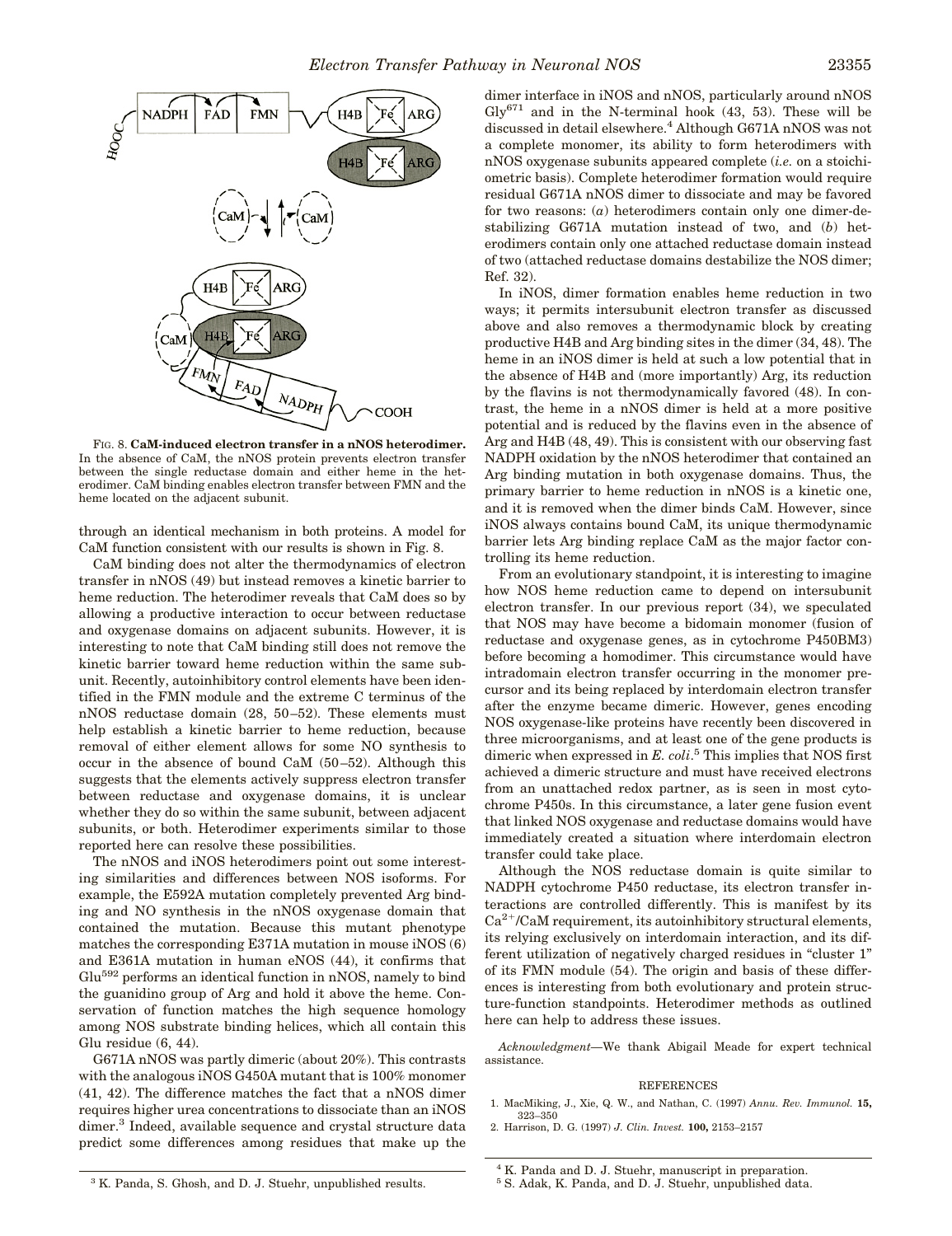FIG. 8. **CaM-induced electron transfer in a nNOS heterodimer.** In the absence of CaM, the nNOS protein prevents electron transfer between the single reductase domain and either heme in the heterodimer. CaM binding enables electron transfer between FMN and the heme located on the adjacent subunit.

through an identical mechanism in both proteins. A model for CaM function consistent with our results is shown in Fig. 8.

CaM binding does not alter the thermodynamics of electron transfer in nNOS (49) but instead removes a kinetic barrier to heme reduction. The heterodimer reveals that CaM does so by allowing a productive interaction to occur between reductase and oxygenase domains on adjacent subunits. However, it is interesting to note that CaM binding still does not remove the kinetic barrier toward heme reduction within the same subunit. Recently, autoinhibitory control elements have been identified in the FMN module and the extreme C terminus of the nNOS reductase domain (28, 50–52). These elements must help establish a kinetic barrier to heme reduction, because removal of either element allows for some NO synthesis to occur in the absence of bound CaM (50–52). Although this suggests that the elements actively suppress electron transfer between reductase and oxygenase domains, it is unclear whether they do so within the same subunit, between adjacent subunits, or both. Heterodimer experiments similar to those reported here can resolve these possibilities.

The nNOS and iNOS heterodimers point out some interesting similarities and differences between NOS isoforms. For example, the E592A mutation completely prevented Arg binding and NO synthesis in the nNOS oxygenase domain that contained the mutation. Because this mutant phenotype matches the corresponding E371A mutation in mouse iNOS (6) and E361A mutation in human eNOS (44), it confirms that $Glu^{592}$ performs an identical function in nNOS, namely to bind the guanidino group of Arg and hold it above the heme. Conservation of function matches the high sequence homology among NOS substrate binding helices, which all contain this Glu residue (6, 44).

G671A nNOS was partly dimeric (about 20%). This contrasts with the analogous iNOS G450A mutant that is 100% monomer (41, 42). The difference matches the fact that a nNOS dimer requires higher urea concentrations to dissociate than an iNOS dimer.[3] Indeed, available sequence and crystal structure data predict some differences among residues that make up the dimer interface in iNOS and nNOS, particularly around nNOS $Gly^{671}$ and in the N-terminal hook (43, 53). These will be discussed in detail elsewhere.[4] Although G671A nNOS was not a complete monomer, its ability to form heterodimers with nNOS oxygenase subunits appeared complete (*i.e.* on a stoichiometric basis). Complete heterodimer formation would require residual G671A nNOS dimer to dissociate and may be favored for two reasons: (*a*) heterodimers contain only one dimer-destabilizing G671A mutation instead of two, and (*b*) heterodimers contain only one attached reductase domain instead of two (attached reductase domains destabilize the NOS dimer; Ref. 32).

In iNOS, dimer formation enables heme reduction in two ways; it permits intersubunit electron transfer as discussed above and also removes a thermodynamic block by creating productive H4B and Arg binding sites in the dimer (34, 48). The heme in an iNOS dimer is held at such a low potential that in the absence of H4B and (more importantly) Arg, its reduction by the flavins is not thermodynamically favored (48). In contrast, the heme in a nNOS dimer is held at a more positive potential and is reduced by the flavins even in the absence of Arg and H4B (48, 49). This is consistent with our observing fast NADPH oxidation by the nNOS heterodimer that contained an Arg binding mutation in both oxygenase domains. Thus, the primary barrier to heme reduction in nNOS is a kinetic one, and it is removed when the dimer binds CaM. However, since iNOS always contains bound CaM, its unique thermodynamic barrier lets Arg binding replace CaM as the major factor controlling its heme reduction.

From an evolutionary standpoint, it is interesting to imagine how NOS heme reduction came to depend on intersubunit electron transfer. In our previous report (34), we speculated that NOS may have become a bidomain monomer (fusion of reductase and oxygenase genes, as in cytochrome P450BM3) before becoming a homodimer. This circumstance would have intradomain electron transfer occurring in the monomer precursor and its being replaced by interdomain electron transfer after the enzyme became dimeric. However, genes encoding NOS oxygenase-like proteins have recently been discovered in three microorganisms, and at least one of the gene products is dimeric when expressed in *E. coli*.[5] This implies that NOS first achieved a dimeric structure and must have received electrons from an unattached redox partner, as is seen in most cytochrome P450s. In this circumstance, a later gene fusion event that linked NOS oxygenase and reductase domains would have immediately created a situation where interdomain electron transfer could take place.

Although the NOS reductase domain is quite similar to NADPH cytochrome P450 reductase, its electron transfer interactions are controlled differently. This is manifest by its $Ca^{2+}$/CaM requirement, its autoinhibitory structural elements, its relying exclusively on interdomain interaction, and its different utilization of negatively charged residues in "cluster 1" of its FMN module (54). The origin and basis of these differences is interesting from both evolutionary and protein structure-function standpoints. Heterodimer methods as outlined here can help to address these issues.

*Acknowledgment*—We thank Abigail Meade for expert technical assistance.

REFERENCES

1. MacMiking, J., Xie, Q. W., and Nathan, C. (1997) *Annu. Rev. Immunol.* **15,** 323–350
2. Harrison, D. G. (1997) *J. Clin. Invest.* **100,** 2153–2157

[3] K. Panda, S. Ghosh, and D. J. Stuehr, unpublished results.

[4] K. Panda and D. J. Stuehr, manuscript in preparation.

[5] S. Adak, K. Panda, and D. J. Stuehr, unpublished data.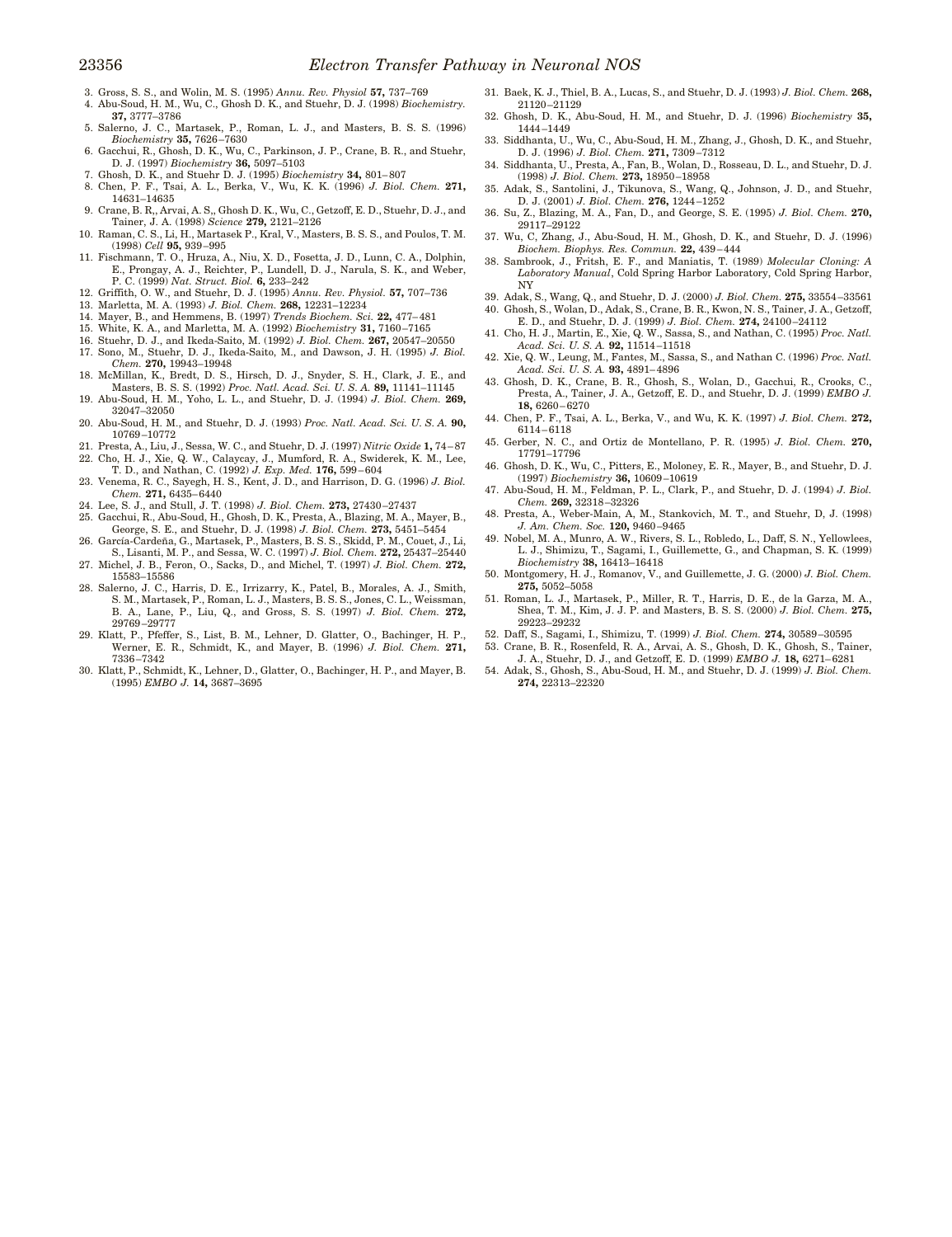3. Gross, S. S., and Wolin, M. S. (1995) *Annu. Rev. Physiol* **57,** 737–769
4. Abu-Soud, H. M., Wu, C., Ghosh D. K., and Stuehr, D. J. (1998) *Biochemistry.* **37,** 3777–3786
5. Salerno, J. C., Martasek, P., Roman, L. J., and Masters, B. S. S. (1996) *Biochemistry* **35,** 7626–7630
6. Gacchui, R., Ghosh, D. K., Wu, C., Parkinson, J. P., Crane, B. R., and Stuehr, D. J. (1997) *Biochemistry* **36,** 5097–5103
7. Ghosh, D. K., and Stuehr D. J. (1995) *Biochemistry* **34,** 801–807
8. Chen, P. F., Tsai, A. L., Berka, V., Wu, K. K. (1996) *J. Biol. Chem.* **271,** 14631–14635
9. Crane, B. R,, Arvai, A. S,, Ghosh D. K., Wu, C., Getzoff, E. D., Stuehr, D. J., and Tainer, J. A. (1998) *Science* **279,** 2121–2126
10. Raman, C. S., Li, H., Martasek P., Kral, V., Masters, B. S. S., and Poulos, T. M. (1998) *Cell* **95,** 939–995
11. Fischmann, T. O., Hruza, A., Niu, X. D., Fosetta, J. D., Lunn, C. A., Dolphin, E., Prongay, A. J., Reichter, P., Lundell, D. J., Narula, S. K., and Weber, P. C. (1999) *Nat. Struct. Biol.* **6,** 233–242
12. Griffith, O. W., and Stuehr, D. J. (1995) *Annu. Rev. Physiol.* **57,** 707–736
13. Marletta, M. A. (1993) *J. Biol. Chem.* **268,** 12231–12234
14. Mayer, B., and Hemmens, B. (1997) *Trends Biochem. Sci.* **22,** 477–481
15. White, K. A., and Marletta, M. A. (1992) *Biochemistry* **31,** 7160–7165
16. Stuehr, D. J., and Ikeda-Saito, M. (1992) *J. Biol. Chem.* **267,** 20547–20550
17. Sono, M., Stuehr, D. J., Ikeda-Saito, M., and Dawson, J. H. (1995) *J. Biol. Chem.* **270,** 19943–19948
18. McMillan, K., Bredt, D. S., Hirsch, D. J., Snyder, S. H., Clark, J. E., and Masters, B. S. S. (1992) *Proc. Natl. Acad. Sci. U. S. A.* **89,** 11141–11145
19. Abu-Soud, H. M., Yoho, L. L., and Stuehr, D. J. (1994) *J. Biol. Chem.* **269,** 32047–32050
20. Abu-Soud, H. M., and Stuehr, D. J. (1993) *Proc. Natl. Acad. Sci. U. S. A.* **90,** 10769–10772
21. Presta, A., Liu, J., Sessa, W. C., and Stuehr, D. J. (1997) *Nitric Oxide* **1,** 74–87
22. Cho, H. J., Xie, Q. W., Calaycay, J., Mumford, R. A., Swiderek, K. M., Lee, T. D., and Nathan, C. (1992) *J. Exp. Med.* **176,** 599–604
23. Venema, R. C., Sayegh, H. S., Kent, J. D., and Harrison, D. G. (1996) *J. Biol. Chem.* **271,** 6435–6440
24. Lee, S. J., and Stull, J. T. (1998) *J. Biol. Chem.* **273,** 27430–27437
25. Gacchui, R., Abu-Soud, H., Ghosh, D. K., Presta, A., Blazing, M. A., Mayer, B., George, S. E., and Stuehr, D. J. (1998) *J. Biol. Chem.* **273,** 5451–5454
26. García-Cardeña, G., Martasek, P., Masters, B. S. S., Skidd, P. M., Couet, J., Li, S., Lisanti, M. P., and Sessa, W. C. (1997) *J. Biol. Chem.* **272,** 25437–25440
27. Michel, J. B., Feron, O., Sacks, D., and Michel, T. (1997) *J. Biol. Chem.* **272,** 15583–15586
28. Salerno, J. C., Harris, D. E., Irrizarry, K., Patel, B., Morales, A. J., Smith, S. M., Martasek, P., Roman, L. J., Masters, B. S. S., Jones, C. L., Weissman, B. A., Lane, P., Liu, Q., and Gross, S. S. (1997) *J. Biol. Chem.* **272,** 29769–29777
29. Klatt, P., Pfeffer, S., List, B. M., Lehner, D. Glatter, O., Bachinger, H. P., Werner, E. R., Schmidt, K., and Mayer, B. (1996) *J. Biol. Chem.* **271,** 7336–7342
30. Klatt, P., Schmidt, K., Lehner, D., Glatter, O., Bachinger, H. P., and Mayer, B. (1995) *EMBO J.* **14,** 3687–3695
31. Baek, K. J., Thiel, B. A., Lucas, S., and Stuehr, D. J. (1993) *J. Biol. Chem.* **268,** 21120–21129
32. Ghosh, D. K., Abu-Soud, H. M., and Stuehr, D. J. (1996) *Biochemistry* **35,** 1444–1449
33. Siddhanta, U., Wu, C., Abu-Soud, H. M., Zhang, J., Ghosh, D. K., and Stuehr, D. J. (1996) *J. Biol. Chem.* **271,** 7309–7312
34. Siddhanta, U., Presta, A., Fan, B., Wolan, D., Rosseau, D. L., and Stuehr, D. J. (1998) *J. Biol. Chem.* **273,** 18950–18958
35. Adak, S., Santolini, J., Tikunova, S., Wang, Q., Johnson, J. D., and Stuehr, D. J. (2001) *J. Biol. Chem.* **276,** 1244–1252
36. Su, Z., Blazing, M. A., Fan, D., and George, S. E. (1995) *J. Biol. Chem.* **270,** 29117–29122
37. Wu, C, Zhang, J., Abu-Soud, H. M., Ghosh, D. K., and Stuehr, D. J. (1996) *Biochem. Biophys. Res. Commun.* **22,** 439–444
38. Sambrook, J., Fritsh, E. F., and Maniatis, T. (1989) *Molecular Cloning: A Laboratory Manual*, Cold Spring Harbor Laboratory, Cold Spring Harbor, NY
39. Adak, S., Wang, Q., and Stuehr, D. J. (2000) *J. Biol. Chem.* **275,** 33554–33561
40. Ghosh, S., Wolan, D., Adak, S., Crane, B. R., Kwon, N. S., Tainer, J. A., Getzoff, E. D., and Stuehr, D. J. (1999) *J. Biol. Chem.* **274,** 24100–24112
41. Cho, H. J., Martin, E., Xie, Q. W., Sassa, S., and Nathan, C. (1995) *Proc. Natl. Acad. Sci. U. S. A.* **92,** 11514–11518
42. Xie, Q. W., Leung, M., Fantes, M., Sassa, S., and Nathan C. (1996) *Proc. Natl. Acad. Sci. U. S. A.* **93,** 4891–4896
43. Ghosh, D. K., Crane, B. R., Ghosh, S., Wolan, D., Gacchui, R., Crooks, C., Presta, A., Tainer, J. A., Getzoff, E. D., and Stuehr, D. J. (1999) *EMBO J.* **18,** 6260–6270
44. Chen, P. F., Tsai, A. L., Berka, V., and Wu, K. K. (1997) *J. Biol. Chem.* **272,** 6114–6118
45. Gerber, N. C., and Ortiz de Montellano, P. R. (1995) *J. Biol. Chem.* **270,** 17791–17796
46. Ghosh, D. K., Wu, C., Pitters, E., Moloney, E. R., Mayer, B., and Stuehr, D. J. (1997) *Biochemistry* **36,** 10609–10619
47. Abu-Soud, H. M., Feldman, P. L., Clark, P., and Stuehr, D. J. (1994) *J. Biol. Chem.* **269,** 32318–32326
48. Presta, A., Weber-Main, A, M., Stankovich, M. T., and Stuehr, D, J. (1998) *J. Am. Chem. Soc.* **120,** 9460–9465
49. Nobel, M. A., Munro, A. W., Rivers, S. L., Robledo, L., Daff, S. N., Yellowlees, L. J., Shimizu, T., Sagami, I., Guillemette, G., and Chapman, S. K. (1999) *Biochemistry* **38,** 16413–16418
50. Montgomery, H. J., Romanov, V., and Guillemette, J. G. (2000) *J. Biol. Chem.* **275,** 5052–5058
51. Roman, L. J., Martasek, P., Miller, R. T., Harris, D. E., de la Garza, M. A., Shea, T. M., Kim, J. J. P. and Masters, B. S. S. (2000) *J. Biol. Chem.* **275,** 29223–29232
52. Daff, S., Sagami, I., Shimizu, T. (1999) *J. Biol. Chem.* **274,** 30589–30595
53. Crane, B. R., Rosenfeld, R. A., Arvai, A. S., Ghosh, D. K., Ghosh, S., Tainer, J. A., Stuehr, D. J., and Getzoff, E. D. (1999) *EMBO J.* **18,** 6271–6281
54. Adak, S., Ghosh, S., Abu-Soud, H. M., and Stuehr, D. J. (1999) *J. Biol. Chem.* **274,** 22313–22320